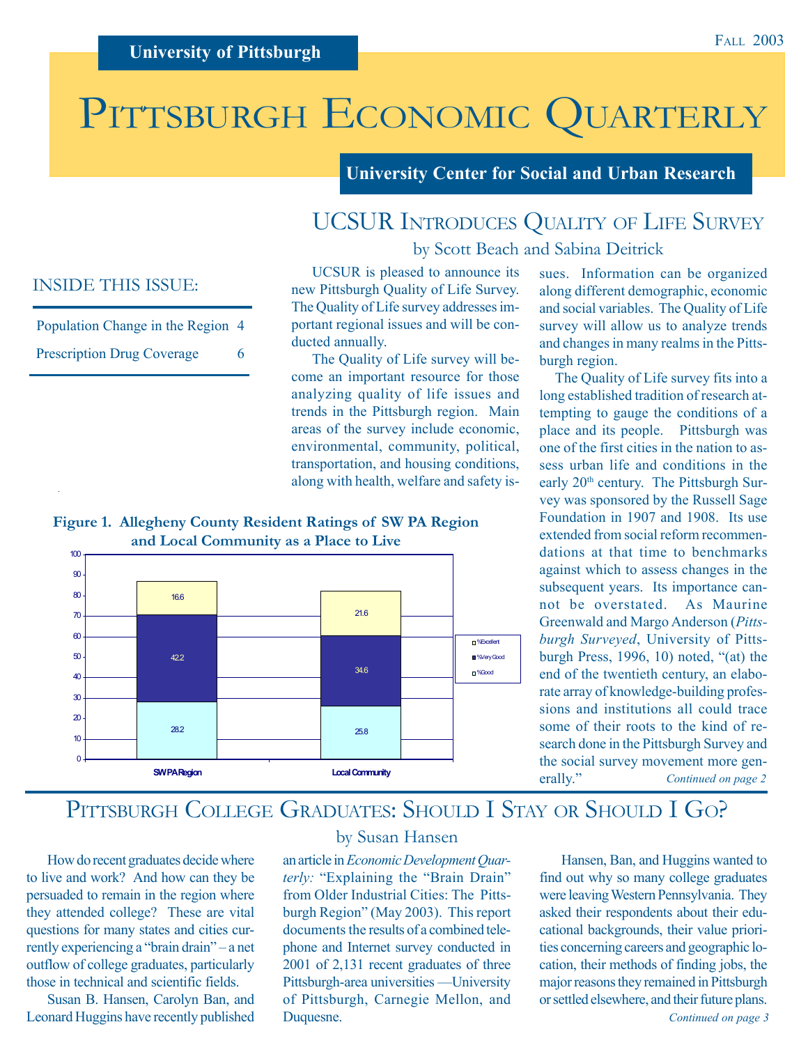University of Pittsburgh

Fall 2003

# Pittsburgh Economic Quarterly

University Center for Social and Urban Research

INSIDE THIS ISSUE:

| | |
|---|---|
| Population Change in the Region | 4 |
| Prescription Drug Coverage | 6 |

## UCSUR Introduces Quality of Life Survey

by Scott Beach and Sabina Deitrick

UCSUR is pleased to announce its new Pittsburgh Quality of Life Survey. The Quality of Life survey addresses important regional issues and will be conducted annually.

The Quality of Life survey will become an important resource for those analyzing quality of life issues and trends in the Pittsburgh region. Main areas of the survey include economic, environmental, community, political, transportation, and housing conditions, along with health, welfare and safety issues. Information can be organized along different demographic, economic and social variables. The Quality of Life survey will allow us to analyze trends and changes in many realms in the Pittsburgh region.

The Quality of Life survey fits into a long established tradition of research attempting to gauge the conditions of a place and its people. Pittsburgh was one of the first cities in the nation to assess urban life and conditions in the early 20th century. The Pittsburgh Survey was sponsored by the Russell Sage Foundation in 1907 and 1908. Its use extended from social reform recommendations at that time to benchmarks against which to assess changes in the subsequent years. Its importance cannot be overstated. As Maurine Greenwald and Margo Anderson (*Pittsburgh Surveyed*, University of Pittsburgh Press, 1996, 10) noted, "(at) the end of the twentieth century, an elaborate array of knowledge-building professions and institutions all could trace some of their roots to the kind of research done in the Pittsburgh Survey and the social survey movement more generally."

*Continued on page 2*

**Figure 1. Allegheny County Resident Ratings of SW PA Region and Local Community as a Place to Live**

| | SW PA Region | Local Community |
|---|---|---|
| %Excellent | 16.6 | 21.6 |
| %Very Good | 42.2 | 34.6 |
| %Good | 28.2 | 25.8 |

## Pittsburgh College Graduates: Should I Stay or Should I Go?

by Susan Hansen

How do recent graduates decide where to live and work? And how can they be persuaded to remain in the region where they attended college? These are vital questions for many states and cities currently experiencing a "brain drain" – a net outflow of college graduates, particularly those in technical and scientific fields.

Susan B. Hansen, Carolyn Ban, and Leonard Huggins have recently published an article in *Economic Development Quarterly:* "Explaining the "Brain Drain" from Older Industrial Cities: The Pittsburgh Region" (May 2003). This report documents the results of a combined telephone and Internet survey conducted in 2001 of 2,131 recent graduates of three Pittsburgh-area universities —University of Pittsburgh, Carnegie Mellon, and Duquesne.

Hansen, Ban, and Huggins wanted to find out why so many college graduates were leaving Western Pennsylvania. They asked their respondents about their educational backgrounds, their value priorities concerning careers and geographic location, their methods of finding jobs, the major reasons they remained in Pittsburgh or settled elsewhere, and their future plans.

*Continued on page 3*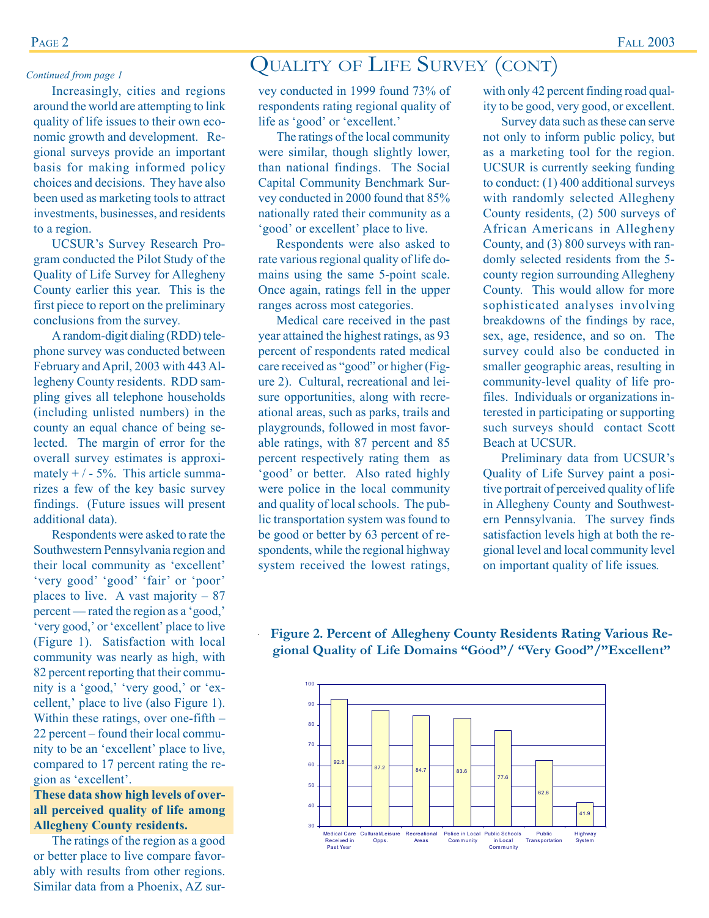# Quality of Life Survey (cont)

*Continued from page 1*

Increasingly, cities and regions around the world are attempting to link quality of life issues to their own economic growth and development. Regional surveys provide an important basis for making informed policy choices and decisions. They have also been used as marketing tools to attract investments, businesses, and residents to a region.

UCSUR's Survey Research Program conducted the Pilot Study of the Quality of Life Survey for Allegheny County earlier this year. This is the first piece to report on the preliminary conclusions from the survey.

A random-digit dialing (RDD) telephone survey was conducted between February and April, 2003 with 443 Allegheny County residents. RDD sampling gives all telephone households (including unlisted numbers) in the county an equal chance of being selected. The margin of error for the overall survey estimates is approximately + / - 5%. This article summarizes a few of the key basic survey findings. (Future issues will present additional data).

Respondents were asked to rate the Southwestern Pennsylvania region and their local community as 'excellent' 'very good' 'good' 'fair' or 'poor' places to live. A vast majority – 87 percent — rated the region as a 'good,' 'very good,' or 'excellent' place to live (Figure 1). Satisfaction with local community was nearly as high, with 82 percent reporting that their community is a 'good,' 'very good,' or 'excellent,' place to live (also Figure 1). Within these ratings, over one-fifth – 22 percent – found their local community to be an 'excellent' place to live, compared to 17 percent rating the region as 'excellent'.

**These data show high levels of overall perceived quality of life among Allegheny County residents.**

The ratings of the region as a good or better place to live compare favorably with results from other regions. Similar data from a Phoenix, AZ survey conducted in 1999 found 73% of respondents rating regional quality of life as 'good' or 'excellent.'

The ratings of the local community were similar, though slightly lower, than national findings. The Social Capital Community Benchmark Survey conducted in 2000 found that 85% nationally rated their community as a 'good' or excellent' place to live.

Respondents were also asked to rate various regional quality of life domains using the same 5-point scale. Once again, ratings fell in the upper ranges across most categories.

Medical care received in the past year attained the highest ratings, as 93 percent of respondents rated medical care received as "good" or higher (Figure 2). Cultural, recreational and leisure opportunities, along with recreational areas, such as parks, trails and playgrounds, followed in most favorable ratings, with 87 percent and 85 percent respectively rating them as 'good' or better. Also rated highly were police in the local community and quality of local schools. The public transportation system was found to be good or better by 63 percent of respondents, while the regional highway system received the lowest ratings, with only 42 percent finding road quality to be good, very good, or excellent.

Survey data such as these can serve not only to inform public policy, but as a marketing tool for the region. UCSUR is currently seeking funding to conduct: (1) 400 additional surveys with randomly selected Allegheny County residents, (2) 500 surveys of African Americans in Allegheny County, and (3) 800 surveys with randomly selected residents from the 5-county region surrounding Allegheny County. This would allow for more sophisticated analyses involving breakdowns of the findings by race, sex, age, residence, and so on. The survey could also be conducted in smaller geographic areas, resulting in community-level quality of life profiles. Individuals or organizations interested in participating or supporting such surveys should contact Scott Beach at UCSUR.

Preliminary data from UCSUR's Quality of Life Survey paint a positive portrait of perceived quality of life in Allegheny County and Southwestern Pennsylvania. The survey finds satisfaction levels high at both the regional level and local community level on important quality of life issues.

**Figure 2. Percent of Allegheny County Residents Rating Various Regional Quality of Life Domains "Good"/ "Very Good"/"Excellent"**

| Domain | Percent |
|---|---|
| Medical Care Received in Past Year | 92.8 |
| Cultural/Leisure Opps. | 87.2 |
| Recreational Areas | 84.7 |
| Police in Local Community | 83.6 |
| Public Schools in Local Community | 77.6 |
| Public Transportation | 62.6 |
| Highway System | 41.9 |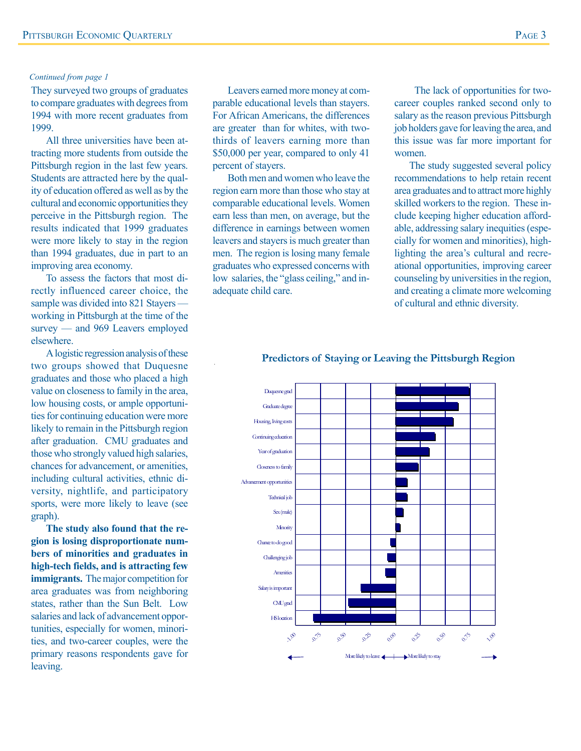*Continued from page 1*

They surveyed two groups of graduates to compare graduates with degrees from 1994 with more recent graduates from 1999.

All three universities have been attracting more students from outside the Pittsburgh region in the last few years. Students are attracted here by the quality of education offered as well as by the cultural and economic opportunities they perceive in the Pittsburgh region. The results indicated that 1999 graduates were more likely to stay in the region than 1994 graduates, due in part to an improving area economy.

To assess the factors that most directly influenced career choice, the sample was divided into 821 Stayers — working in Pittsburgh at the time of the survey — and 969 Leavers employed elsewhere.

A logistic regression analysis of these two groups showed that Duquesne graduates and those who placed a high value on closeness to family in the area, low housing costs, or ample opportunities for continuing education were more likely to remain in the Pittsburgh region after graduation. CMU graduates and those who strongly valued high salaries, chances for advancement, or amenities, including cultural activities, ethnic diversity, nightlife, and participatory sports, were more likely to leave (see graph).

**The study also found that the region is losing disproportionate numbers of minorities and graduates in high-tech fields, and is attracting few immigrants.** The major competition for area graduates was from neighboring states, rather than the Sun Belt. Low salaries and lack of advancement opportunities, especially for women, minorities, and two-career couples, were the primary reasons respondents gave for leaving.

Leavers earned more money at comparable educational levels than stayers. For African Americans, the differences are greater than for whites, with two-thirds of leavers earning more than $50,000 per year, compared to only 41 percent of stayers.

Both men and women who leave the region earn more than those who stay at comparable educational levels. Women earn less than men, on average, but the difference in earnings between women leavers and stayers is much greater than men. The region is losing many female graduates who expressed concerns with low salaries, the "glass ceiling," and inadequate child care.

The lack of opportunities for two-career couples ranked second only to salary as the reason previous Pittsburgh job holders gave for leaving the area, and this issue was far more important for women.

The study suggested several policy recommendations to help retain recent area graduates and to attract more highly skilled workers to the region. These include keeping higher education affordable, addressing salary inequities (especially for women and minorities), highlighting the area's cultural and recreational opportunities, improving career counseling by universities in the region, and creating a climate more welcoming of cultural and ethnic diversity.

**Predictors of Staying or Leaving the Pittsburgh Region**

Duquesne grad
Graduate degree
Housing, living costs
Continuing education
Year of graduation
Closeness to family
Advancement opportunities
Technical job
Sex (male)
Minority
Chance to do good
Challenging job
Amenities
Salary is important
CMU grad
HS location

-1.00 -0.75 -0.50 -0.25 0.00 0.25 0.50 0.75 1.00

More likely to leave ← → More likely to stay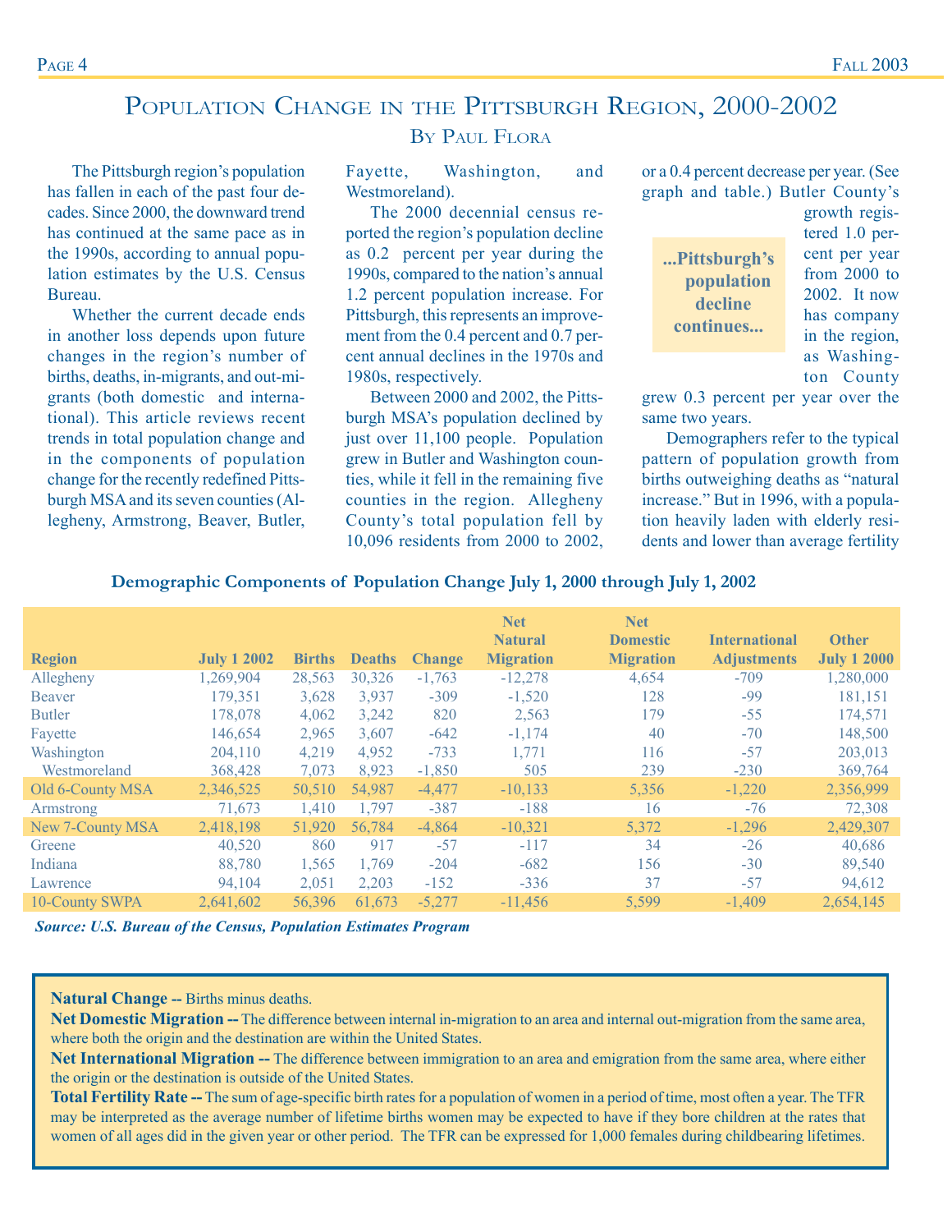# Population Change in the Pittsburgh Region, 2000-2002

## By Paul Flora

The Pittsburgh region's population has fallen in each of the past four decades. Since 2000, the downward trend has continued at the same pace as in the 1990s, according to annual population estimates by the U.S. Census Bureau.

Whether the current decade ends in another loss depends upon future changes in the region's number of births, deaths, in-migrants, and out-migrants (both domestic and international). This article reviews recent trends in total population change and in the components of population change for the recently redefined Pittsburgh MSA and its seven counties (Allegheny, Armstrong, Beaver, Butler, Fayette, Washington, and Westmoreland).

The 2000 decennial census reported the region's population decline as 0.2 percent per year during the 1990s, compared to the nation's annual 1.2 percent population increase. For Pittsburgh, this represents an improvement from the 0.4 percent and 0.7 percent annual declines in the 1970s and 1980s, respectively.

Between 2000 and 2002, the Pittsburgh MSA's population declined by just over 11,100 people. Population grew in Butler and Washington counties, while it fell in the remaining five counties in the region. Allegheny County's total population fell by 10,096 residents from 2000 to 2002, or a 0.4 percent decrease per year. (See graph and table.) Butler County's growth registered 1.0 percent per year from 2000 to 2002. It now has company in the region, as Washington County grew 0.3 percent per year over the same two years.

> **...Pittsburgh's population decline continues...**

Demographers refer to the typical pattern of population growth from births outweighing deaths as "natural increase." But in 1996, with a population heavily laden with elderly residents and lower than average fertility

**Demographic Components of Population Change July 1, 2000 through July 1, 2002**

| Region | July 1 2002 | Births | Deaths | Change | Net Natural Migration | Net Domestic Migration | International Adjustments | Other July 1 2000 |
|---|---|---|---|---|---|---|---|---|
| Allegheny | 1,269,904 | 28,563 | 30,326 | -1,763 | -12,278 | 4,654 | -709 | 1,280,000 |
| Beaver | 179,351 | 3,628 | 3,937 | -309 | -1,520 | 128 | -99 | 181,151 |
| Butler | 178,078 | 4,062 | 3,242 | 820 | 2,563 | 179 | -55 | 174,571 |
| Fayette | 146,654 | 2,965 | 3,607 | -642 | -1,174 | 40 | -70 | 148,500 |
| Washington | 204,110 | 4,219 | 4,952 | -733 | 1,771 | 116 | -57 | 203,013 |
| Westmoreland | 368,428 | 7,073 | 8,923 | -1,850 | 505 | 239 | -230 | 369,764 |
| Old 6-County MSA | 2,346,525 | 50,510 | 54,987 | -4,477 | -10,133 | 5,356 | -1,220 | 2,356,999 |
| Armstrong | 71,673 | 1,410 | 1,797 | -387 | -188 | 16 | -76 | 72,308 |
| New 7-County MSA | 2,418,198 | 51,920 | 56,784 | -4,864 | -10,321 | 5,372 | -1,296 | 2,429,307 |
| Greene | 40,520 | 860 | 917 | -57 | -117 | 34 | -26 | 40,686 |
| Indiana | 88,780 | 1,565 | 1,769 | -204 | -682 | 156 | -30 | 89,540 |
| Lawrence | 94,104 | 2,051 | 2,203 | -152 | -336 | 37 | -57 | 94,612 |
| 10-County SWPA | 2,641,602 | 56,396 | 61,673 | -5,277 | -11,456 | 5,599 | -1,409 | 2,654,145 |

*Source: U.S. Bureau of the Census, Population Estimates Program*

**Natural Change --** Births minus deaths.

**Net Domestic Migration --** The difference between internal in-migration to an area and internal out-migration from the same area, where both the origin and the destination are within the United States.

**Net International Migration --** The difference between immigration to an area and emigration from the same area, where either the origin or the destination is outside of the United States.

**Total Fertility Rate --** The sum of age-specific birth rates for a population of women in a period of time, most often a year. The TFR may be interpreted as the average number of lifetime births women may be expected to have if they bore children at the rates that women of all ages did in the given year or other period. The TFR can be expressed for 1,000 females during childbearing lifetimes.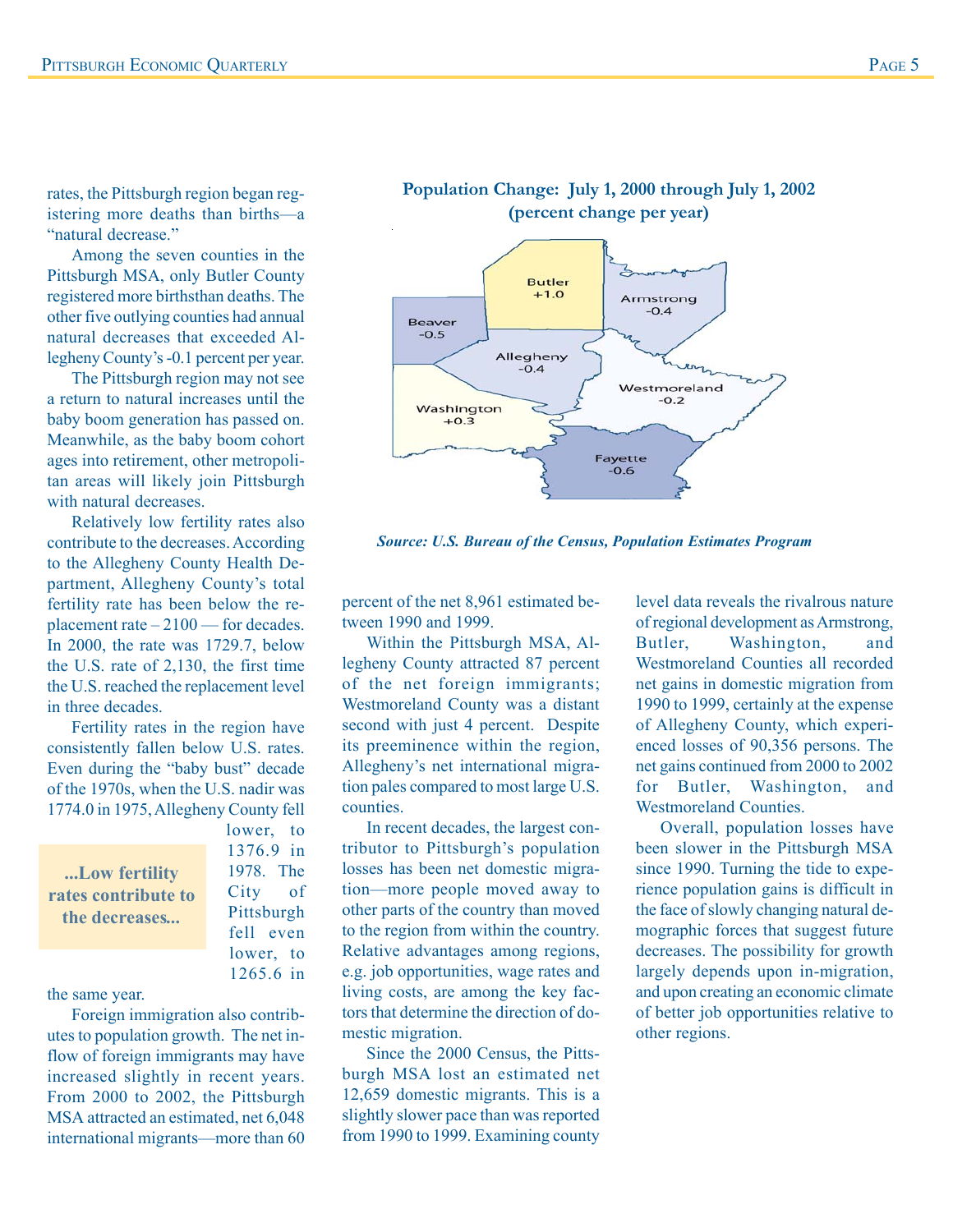rates, the Pittsburgh region began registering more deaths than births—a "natural decrease."

Among the seven counties in the Pittsburgh MSA, only Butler County registered more birthsthan deaths. The other five outlying counties had annual natural decreases that exceeded Allegheny County's -0.1 percent per year.

The Pittsburgh region may not see a return to natural increases until the baby boom generation has passed on. Meanwhile, as the baby boom cohort ages into retirement, other metropolitan areas will likely join Pittsburgh with natural decreases.

Relatively low fertility rates also contribute to the decreases. According to the Allegheny County Health Department, Allegheny County's total fertility rate has been below the replacement rate – 2100 — for decades. In 2000, the rate was 1729.7, below the U.S. rate of 2,130, the first time the U.S. reached the replacement level in three decades.

Fertility rates in the region have consistently fallen below U.S. rates. Even during the "baby bust" decade of the 1970s, when the U.S. nadir was 1774.0 in 1975, Allegheny County fell lower, to 1376.9 in 1978. The City of Pittsburgh fell even lower, to 1265.6 in the same year.

> **...Low fertility rates contribute to the decreases...**

Foreign immigration also contributes to population growth. The net inflow of foreign immigrants may have increased slightly in recent years. From 2000 to 2002, the Pittsburgh MSA attracted an estimated, net 6,048 international migrants—more than 60 percent of the net 8,961 estimated between 1990 and 1999.

**Population Change: July 1, 2000 through July 1, 2002**
**(percent change per year)**

| County | Percent change per year |
|---|---|
| Butler | +1.0 |
| Armstrong | -0.4 |
| Beaver | -0.5 |
| Allegheny | -0.4 |
| Westmoreland | -0.2 |
| Washington | +0.3 |
| Fayette | -0.6 |

*Source: U.S. Bureau of the Census, Population Estimates Program*

Within the Pittsburgh MSA, Allegheny County attracted 87 percent of the net foreign immigrants; Westmoreland County was a distant second with just 4 percent. Despite its preeminence within the region, Allegheny's net international migration pales compared to most large U.S. counties.

In recent decades, the largest contributor to Pittsburgh's population losses has been net domestic migration—more people moved away to other parts of the country than moved to the region from within the country. Relative advantages among regions, e.g. job opportunities, wage rates and living costs, are among the key factors that determine the direction of domestic migration.

Since the 2000 Census, the Pittsburgh MSA lost an estimated net 12,659 domestic migrants. This is a slightly slower pace than was reported from 1990 to 1999. Examining county level data reveals the rivalrous nature of regional development as Armstrong, Butler, Washington, and Westmoreland Counties all recorded net gains in domestic migration from 1990 to 1999, certainly at the expense of Allegheny County, which experienced losses of 90,356 persons. The net gains continued from 2000 to 2002 for Butler, Washington, and Westmoreland Counties.

Overall, population losses have been slower in the Pittsburgh MSA since 1990. Turning the tide to experience population gains is difficult in the face of slowly changing natural demographic forces that suggest future decreases. The possibility for growth largely depends upon in-migration, and upon creating an economic climate of better job opportunities relative to other regions.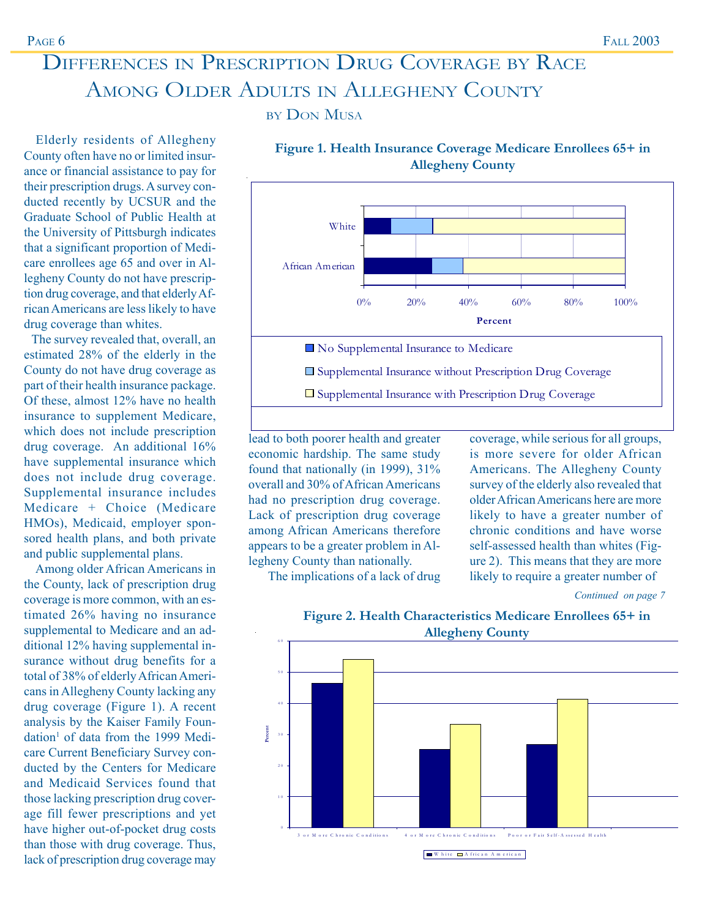# Differences in Prescription Drug Coverage by Race Among Older Adults in Allegheny County

by Don Musa

Elderly residents of Allegheny County often have no or limited insurance or financial assistance to pay for their prescription drugs. A survey conducted recently by UCSUR and the Graduate School of Public Health at the University of Pittsburgh indicates that a significant proportion of Medicare enrollees age 65 and over in Allegheny County do not have prescription drug coverage, and that elderly African Americans are less likely to have drug coverage than whites.

The survey revealed that, overall, an estimated 28% of the elderly in the County do not have drug coverage as part of their health insurance package. Of these, almost 12% have no health insurance to supplement Medicare, which does not include prescription drug coverage. An additional 16% have supplemental insurance which does not include drug coverage. Supplemental insurance includes Medicare + Choice (Medicare HMOs), Medicaid, employer sponsored health plans, and both private and public supplemental plans.

Among older African Americans in the County, lack of prescription drug coverage is more common, with an estimated 26% having no insurance supplemental to Medicare and an additional 12% having supplemental insurance without drug benefits for a total of 38% of elderly African Americans in Allegheny County lacking any drug coverage (Figure 1). A recent analysis by the Kaiser Family Foundation[1] of data from the 1999 Medicare Current Beneficiary Survey conducted by the Centers for Medicare and Medicaid Services found that those lacking prescription drug coverage fill fewer prescriptions and yet have higher out-of-pocket drug costs than those with drug coverage. Thus, lack of prescription drug coverage may lead to both poorer health and greater economic hardship. The same study found that nationally (in 1999), 31% overall and 30% of African Americans had no prescription drug coverage. Lack of prescription drug coverage among African Americans therefore appears to be a greater problem in Allegheny County than nationally.

The implications of a lack of drug coverage, while serious for all groups, is more severe for older African Americans. The Allegheny County survey of the elderly also revealed that older African Americans here are more likely to have a greater number of chronic conditions and have worse self-assessed health than whites (Figure 2). This means that they are more likely to require a greater number of

*Continued on page 7*

**Figure 1. Health Insurance Coverage Medicare Enrollees 65+ in Allegheny County**

**Figure 2. Health Characteristics Medicare Enrollees 65+ in Allegheny County**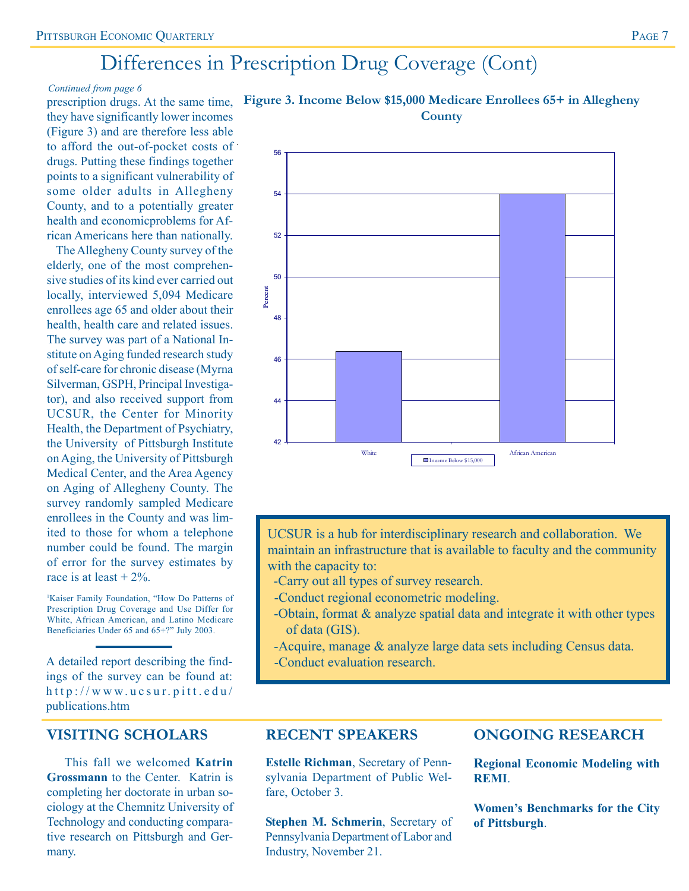# Differences in Prescription Drug Coverage (Cont)

*Continued from page 6*

prescription drugs. At the same time, they have significantly lower incomes (Figure 3) and are therefore less able to afford the out-of-pocket costs of drugs. Putting these findings together points to a significant vulnerability of some older adults in Allegheny County, and to a potentially greater health and economicproblems for African Americans here than nationally.

The Allegheny County survey of the elderly, one of the most comprehensive studies of its kind ever carried out locally, interviewed 5,094 Medicare enrollees age 65 and older about their health, health care and related issues. The survey was part of a National Institute on Aging funded research study of self-care for chronic disease (Myrna Silverman, GSPH, Principal Investigator), and also received support from UCSUR, the Center for Minority Health, the Department of Psychiatry, the University of Pittsburgh Institute on Aging, the University of Pittsburgh Medical Center, and the Area Agency on Aging of Allegheny County. The survey randomly sampled Medicare enrollees in the County and was limited to those for whom a telephone number could be found. The margin of error for the survey estimates by race is at least + 2%.

[1]Kaiser Family Foundation, "How Do Patterns of Prescription Drug Coverage and Use Differ for White, African American, and Latino Medicare Beneficiaries Under 65 and 65+?" July 2003.

A detailed report describing the findings of the survey can be found at: http://www.ucsur.pitt.edu/publications.htm

**Figure 3. Income Below $15,000 Medicare Enrollees 65+ in Allegheny County**

UCSUR is a hub for interdisciplinary research and collaboration. We maintain an infrastructure that is available to faculty and the community with the capacity to:

- -Carry out all types of survey research.
- -Conduct regional econometric modeling.
- -Obtain, format & analyze spatial data and integrate it with other types of data (GIS).
- -Acquire, manage & analyze large data sets including Census data.
- -Conduct evaluation research.

## VISITING SCHOLARS

This fall we welcomed **Katrin Grossmann** to the Center. Katrin is completing her doctorate in urban sociology at the Chemnitz University of Technology and conducting comparative research on Pittsburgh and Germany.

## RECENT SPEAKERS

**Estelle Richman**, Secretary of Pennsylvania Department of Public Welfare, October 3.

**Stephen M. Schmerin**, Secretary of Pennsylvania Department of Labor and Industry, November 21.

## ONGOING RESEARCH

**Regional Economic Modeling with REMI**.

**Women's Benchmarks for the City of Pittsburgh**.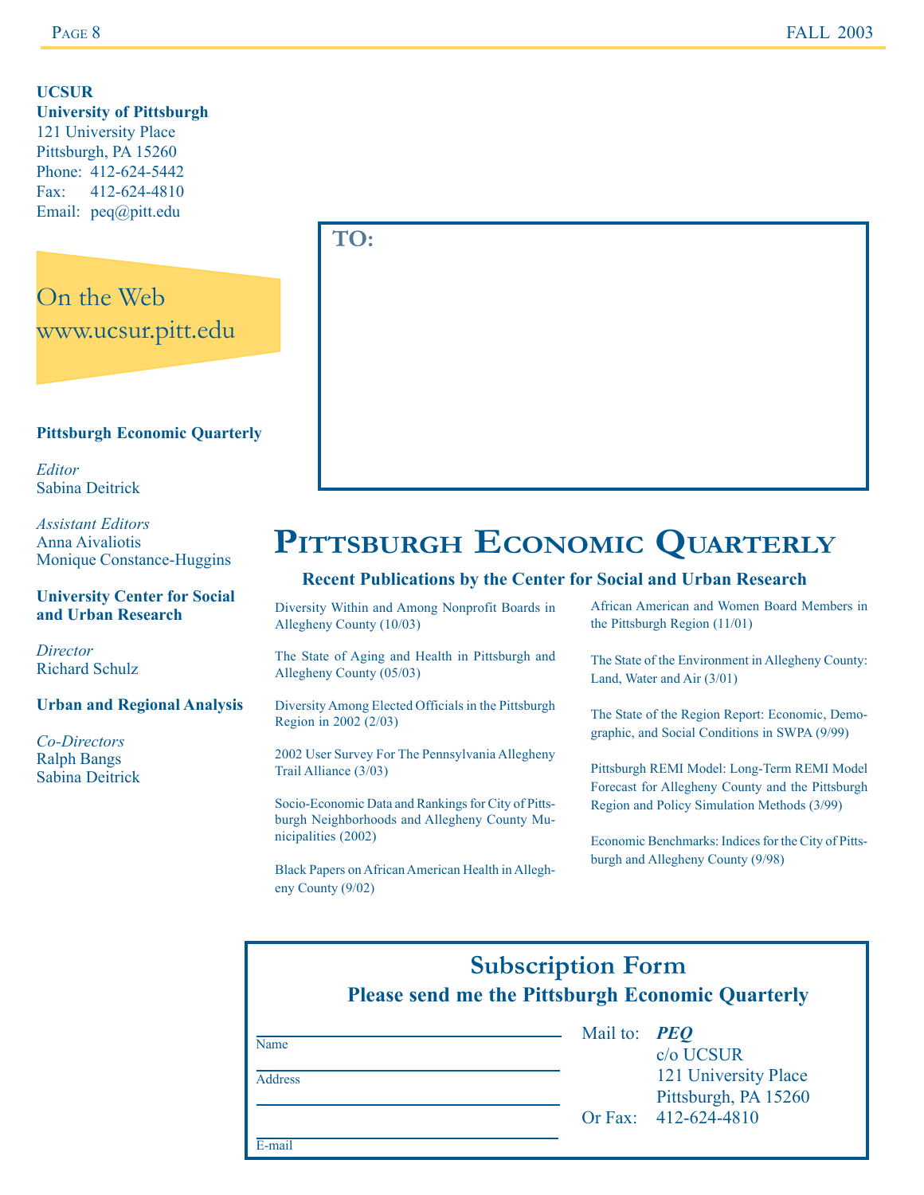**UCSUR**
**University of Pittsburgh**
121 University Place
Pittsburgh, PA 15260
Phone: 412-624-5442
Fax: 412-624-4810
Email: peq@pitt.edu

On the Web
www.ucsur.pitt.edu

**Pittsburgh Economic Quarterly**

*Editor*
Sabina Deitrick

*Assistant Editors*
Anna Aivaliotis
Monique Constance-Huggins

**University Center for Social and Urban Research**

*Director*
Richard Schulz

**Urban and Regional Analysis**

*Co-Directors*
Ralph Bangs
Sabina Deitrick

**TO:**

# Pittsburgh Economic Quarterly

## Recent Publications by the Center for Social and Urban Research

Diversity Within and Among Nonprofit Boards in Allegheny County (10/03)

The State of Aging and Health in Pittsburgh and Allegheny County (05/03)

Diversity Among Elected Officials in the Pittsburgh Region in 2002 (2/03)

2002 User Survey For The Pennsylvania Allegheny Trail Alliance (3/03)

Socio-Economic Data and Rankings for City of Pittsburgh Neighborhoods and Allegheny County Municipalities (2002)

Black Papers on African American Health in Allegheny County (9/02)

African American and Women Board Members in the Pittsburgh Region (11/01)

The State of the Environment in Allegheny County: Land, Water and Air (3/01)

The State of the Region Report: Economic, Demographic, and Social Conditions in SWPA (9/99)

Pittsburgh REMI Model: Long-Term REMI Model Forecast for Allegheny County and the Pittsburgh Region and Policy Simulation Methods (3/99)

Economic Benchmarks: Indices for the City of Pittsburgh and Allegheny County (9/98)

## Subscription Form

### Please send me the Pittsburgh Economic Quarterly

Name

Address

E-mail

Mail to: ***PEQ***
c/o UCSUR
121 University Place
Pittsburgh, PA 15260
Or Fax: 412-624-4810